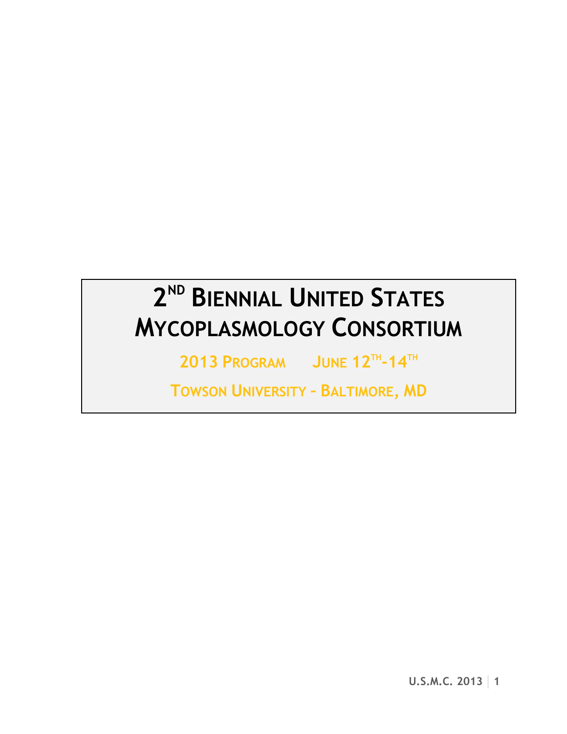# 2ND BIENNIAL UNITED STATES MYCOPLASMOLOGY CONSORTIUM

## 2013 PROGRAM JUNE 12TH-14TH

## TOWSON UNIVERSITY – BALTIMORE, MD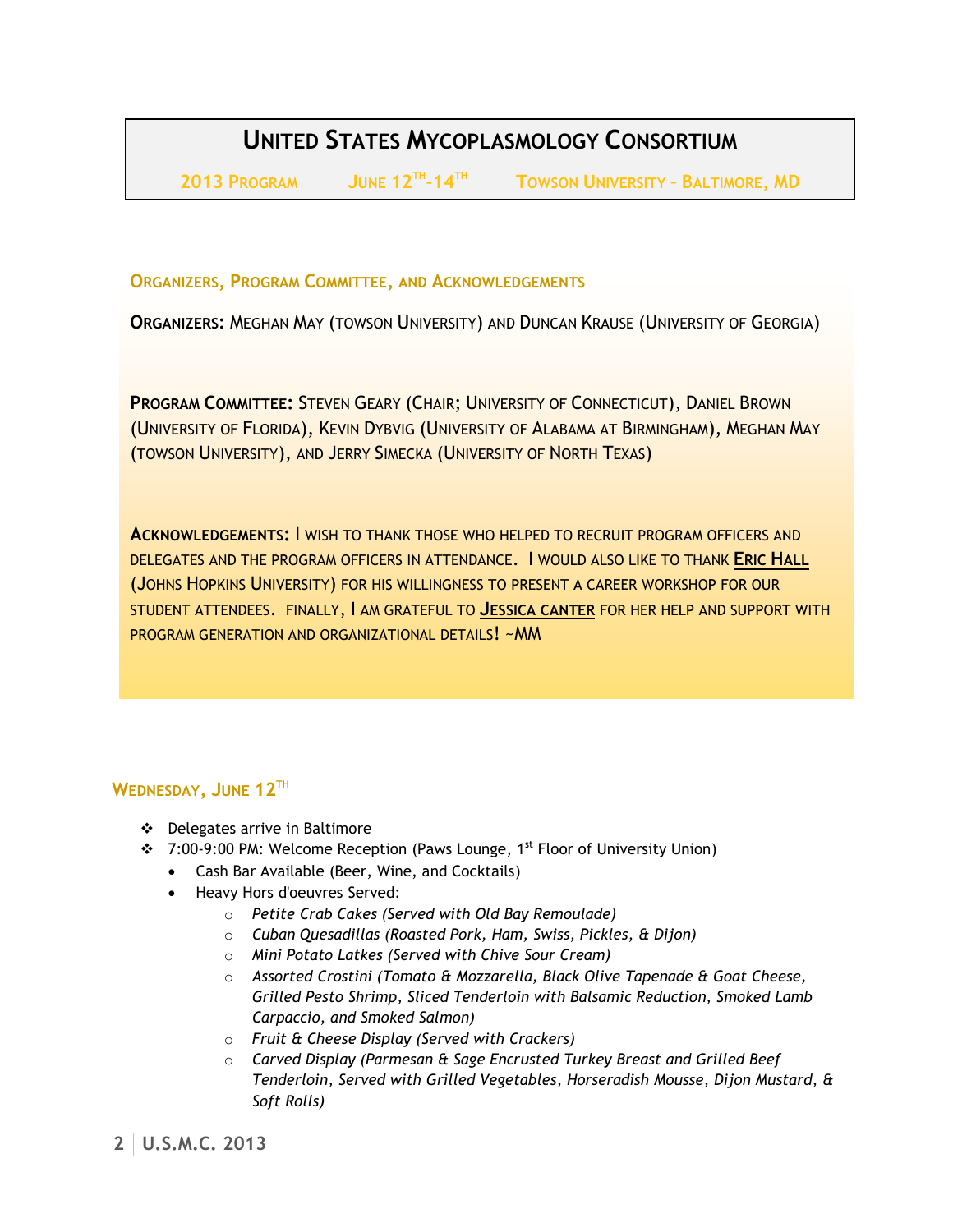# United States Mycoplasmology Consortium

**2013 Program** **June 12th-14th** **Towson University – Baltimore, MD**

## Organizers, Program Committee, and Acknowledgements

**Organizers:** Meghan May (towson University) and Duncan Krause (University of Georgia)

**Program Committee:** Steven Geary (Chair; University of Connecticut), Daniel Brown (University of Florida), Kevin Dybvig (University of Alabama at Birmingham), Meghan May (towson University), and Jerry Simecka (University of North Texas)

**Acknowledgements:** I wish to thank those who helped to recruit program officers and delegates and the program officers in attendance. I would also like to thank **Eric Hall** (Johns Hopkins University) for his willingness to present a career workshop for our student attendees. Finally, I am grateful to **Jessica Canter** for her help and support with program generation and organizational details! ~MM

## Wednesday, June 12th

- Delegates arrive in Baltimore
- 7:00-9:00 PM: Welcome Reception (Paws Lounge, 1st Floor of University Union)
  - Cash Bar Available (Beer, Wine, and Cocktails)
  - Heavy Hors d'oeuvres Served:
    - *Petite Crab Cakes (Served with Old Bay Remoulade)*
    - *Cuban Quesadillas (Roasted Pork, Ham, Swiss, Pickles, & Dijon)*
    - *Mini Potato Latkes (Served with Chive Sour Cream)*
    - *Assorted Crostini (Tomato & Mozzarella, Black Olive Tapenade & Goat Cheese, Grilled Pesto Shrimp, Sliced Tenderloin with Balsamic Reduction, Smoked Lamb Carpaccio, and Smoked Salmon)*
    - *Fruit & Cheese Display (Served with Crackers)*
    - *Carved Display (Parmesan & Sage Encrusted Turkey Breast and Grilled Beef Tenderloin, Served with Grilled Vegetables, Horseradish Mousse, Dijon Mustard, & Soft Rolls)*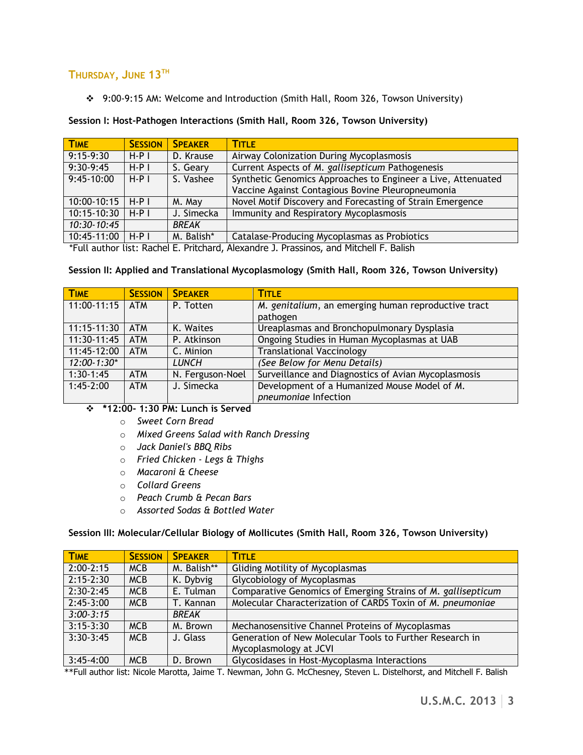## Thursday, June 13th

- 9:00-9:15 AM: Welcome and Introduction (Smith Hall, Room 326, Towson University)

**Session I: Host-Pathogen Interactions (Smith Hall, Room 326, Towson University)**

| Time | Session | Speaker | Title |
|---|---|---|---|
| 9:15-9:30 | H-P I | D. Krause | Airway Colonization During Mycoplasmosis |
| 9:30-9:45 | H-P I | S. Geary | Current Aspects of *M. gallisepticum* Pathogenesis |
| 9:45-10:00 | H-P I | S. Vashee | Synthetic Genomics Approaches to Engineer a Live, Attenuated Vaccine Against Contagious Bovine Pleuropneumonia |
| 10:00-10:15 | H-P I | M. May | Novel Motif Discovery and Forecasting of Strain Emergence |
| 10:15-10:30 | H-P I | J. Simecka | Immunity and Respiratory Mycoplasmosis |
| *10:30-10:45* | | *BREAK* | |
| 10:45-11:00 | H-P I | M. Balish* | Catalase-Producing Mycoplasmas as Probiotics |

*Full author list: Rachel E. Pritchard, Alexandre J. Prassinos, and Mitchell F. Balish

**Session II: Applied and Translational Mycoplasmology (Smith Hall, Room 326, Towson University)**

| Time | Session | Speaker | Title |
|---|---|---|---|
| 11:00-11:15 | ATM | P. Totten | *M. genitalium*, an emerging human reproductive tract pathogen |
| 11:15-11:30 | ATM | K. Waites | Ureaplasmas and Bronchopulmonary Dysplasia |
| 11:30-11:45 | ATM | P. Atkinson | Ongoing Studies in Human Mycoplasmas at UAB |
| 11:45-12:00 | ATM | C. Minion | Translational Vaccinology |
| *12:00-1:30** | | *LUNCH* | *(See Below for Menu Details)* |
| 1:30-1:45 | ATM | N. Ferguson-Noel | Surveillance and Diagnostics of Avian Mycoplasmosis |
| 1:45-2:00 | ATM | J. Simecka | Development of a Humanized Mouse Model of *M. pneumoniae* Infection |

- ***12:00- 1:30 PM: Lunch is Served**
  - *Sweet Corn Bread*
  - *Mixed Greens Salad with Ranch Dressing*
  - *Jack Daniel's BBQ Ribs*
  - *Fried Chicken - Legs & Thighs*
  - *Macaroni & Cheese*
  - *Collard Greens*
  - *Peach Crumb & Pecan Bars*
  - *Assorted Sodas & Bottled Water*

**Session III: Molecular/Cellular Biology of Mollicutes (Smith Hall, Room 326, Towson University)**

| Time | Session | Speaker | Title |
|---|---|---|---|
| 2:00-2:15 | MCB | M. Balish** | Gliding Motility of Mycoplasmas |
| 2:15-2:30 | MCB | K. Dybvig | Glycobiology of Mycoplasmas |
| 2:30-2:45 | MCB | E. Tulman | Comparative Genomics of Emerging Strains of *M. gallisepticum* |
| 2:45-3:00 | MCB | T. Kannan | Molecular Characterization of CARDS Toxin of *M. pneumoniae* |
| *3:00-3:15* | | *BREAK* | |
| 3:15-3:30 | MCB | M. Brown | Mechanosensitive Channel Proteins of Mycoplasmas |
| 3:30-3:45 | MCB | J. Glass | Generation of New Molecular Tools to Further Research in Mycoplasmology at JCVI |
| 3:45-4:00 | MCB | D. Brown | Glycosidases in Host-Mycoplasma Interactions |

**Full author list: Nicole Marotta, Jaime T. Newman, John G. McChesney, Steven L. Distelhorst, and Mitchell F. Balish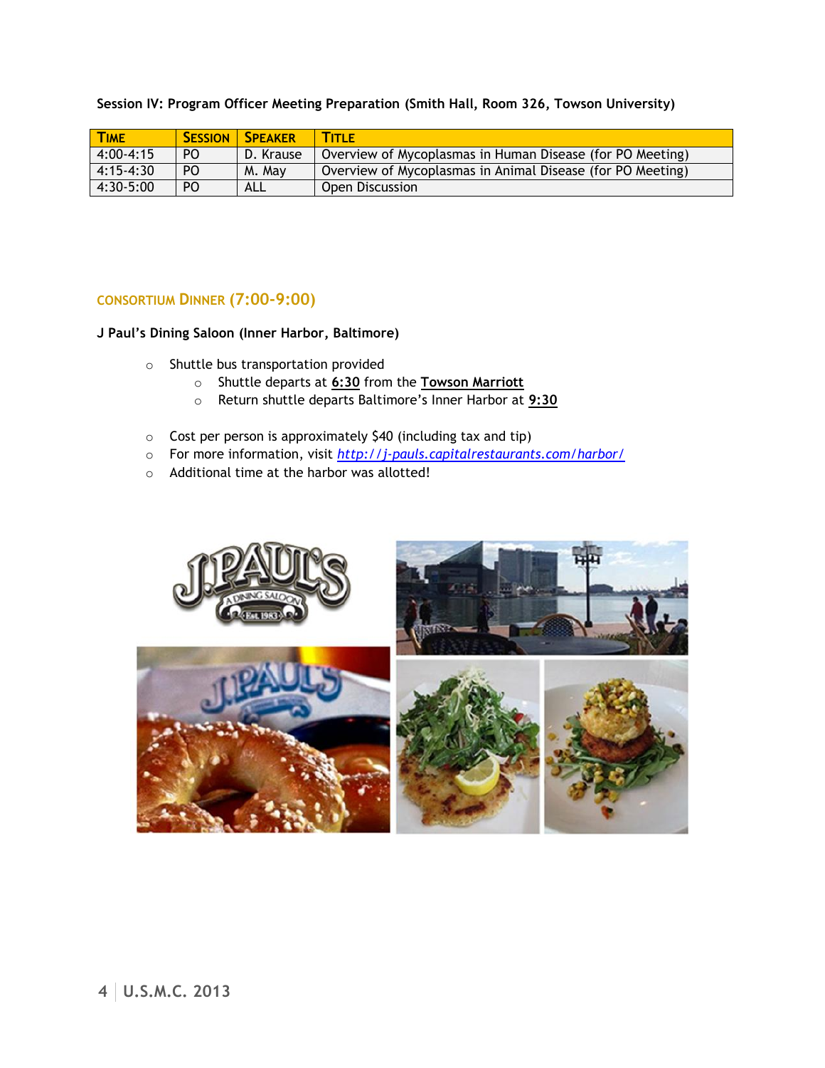**Session IV: Program Officer Meeting Preparation (Smith Hall, Room 326, Towson University)**

| TIME | SESSION | SPEAKER | TITLE |
|---|---|---|---|
| 4:00-4:15 | PO | D. Krause | Overview of Mycoplasmas in Human Disease (for PO Meeting) |
| 4:15-4:30 | PO | M. May | Overview of Mycoplasmas in Animal Disease (for PO Meeting) |
| 4:30-5:00 | PO | ALL | Open Discussion |

## CONSORTIUM DINNER (7:00-9:00)

**J Paul's Dining Saloon (Inner Harbor, Baltimore)**

- Shuttle bus transportation provided
  - Shuttle departs at **6:30** from the **Towson Marriott**
  - Return shuttle departs Baltimore's Inner Harbor at **9:30**

- Cost per person is approximately $40 (including tax and tip)
- For more information, visit *http://j-pauls.capitalrestaurants.com/harbor/*
- Additional time at the harbor was allotted!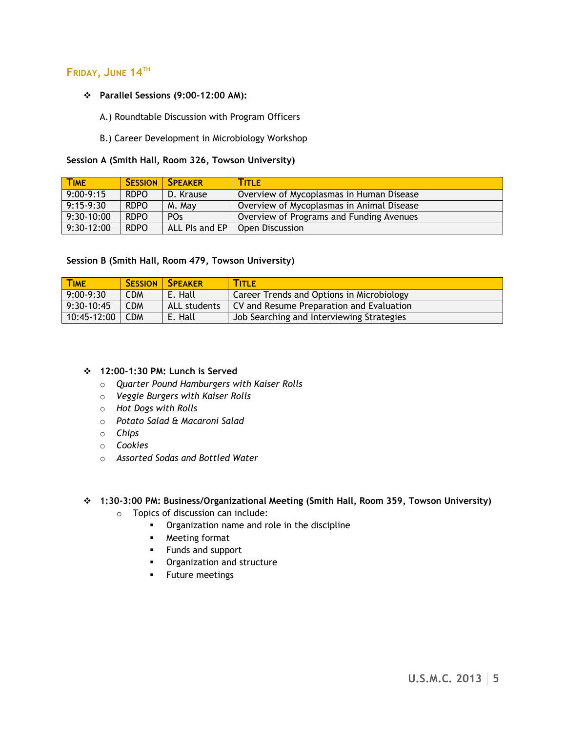## Friday, June 14th

- **Parallel Sessions (9:00-12:00 AM):**

  A.) Roundtable Discussion with Program Officers

  B.) Career Development in Microbiology Workshop

**Session A (Smith Hall, Room 326, Towson University)**

| Time | Session | Speaker | Title |
|---|---|---|---|
| 9:00-9:15 | RDPO | D. Krause | Overview of Mycoplasmas in Human Disease |
| 9:15-9:30 | RDPO | M. May | Overview of Mycoplasmas in Animal Disease |
| 9:30-10:00 | RDPO | POs | Overview of Programs and Funding Avenues |
| 9:30-12:00 | RDPO | ALL PIs and EP | Open Discussion |

**Session B (Smith Hall, Room 479, Towson University)**

| Time | Session | Speaker | Title |
|---|---|---|---|
| 9:00-9:30 | CDM | E. Hall | Career Trends and Options in Microbiology |
| 9:30-10:45 | CDM | ALL students | CV and Resume Preparation and Evaluation |
| 10:45-12:00 | CDM | E. Hall | Job Searching and Interviewing Strategies |

- **12:00-1:30 PM: Lunch is Served**
  - *Quarter Pound Hamburgers with Kaiser Rolls*
  - *Veggie Burgers with Kaiser Rolls*
  - *Hot Dogs with Rolls*
  - *Potato Salad & Macaroni Salad*
  - *Chips*
  - *Cookies*
  - *Assorted Sodas and Bottled Water*

- **1:30-3:00 PM: Business/Organizational Meeting (Smith Hall, Room 359, Towson University)**
  - Topics of discussion can include:
    - Organization name and role in the discipline
    - Meeting format
    - Funds and support
    - Organization and structure
    - Future meetings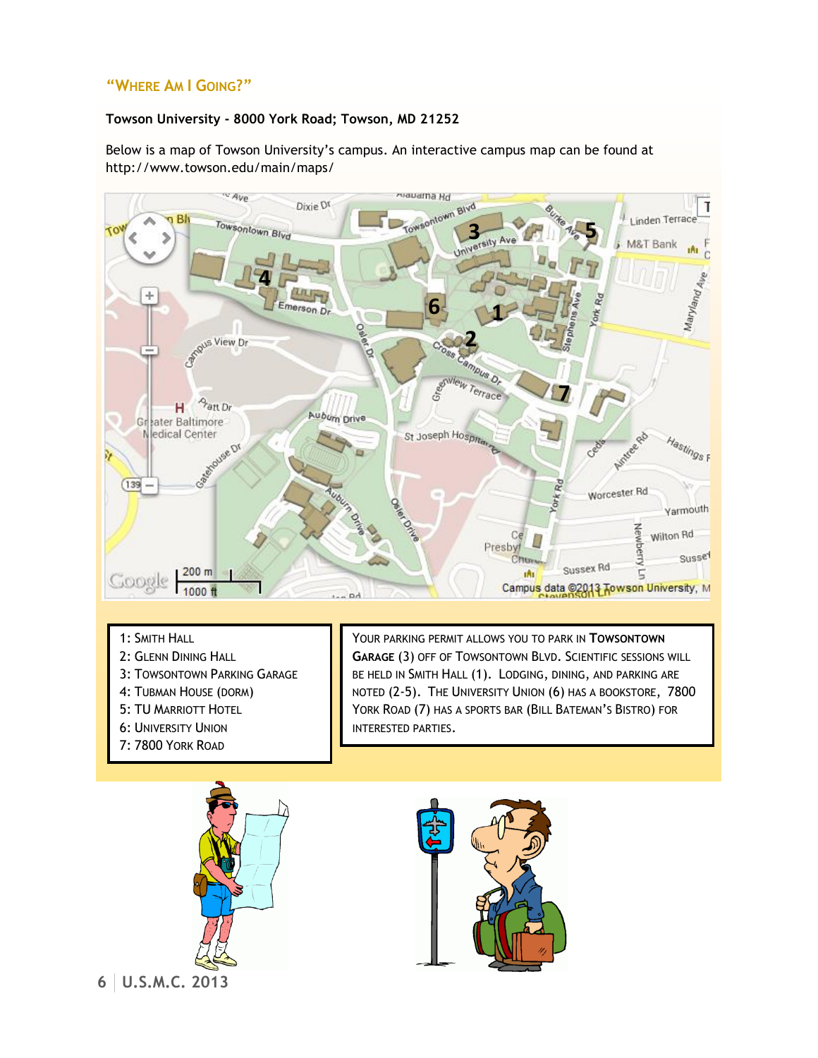## "WHERE AM I GOING?"

**Towson University - 8000 York Road; Towson, MD 21252**

Below is a map of Towson University's campus. An interactive campus map can be found at http://www.towson.edu/main/maps/

1: SMITH HALL
2: GLENN DINING HALL
3: TOWSONTOWN PARKING GARAGE
4: TUBMAN HOUSE (DORM)
5: TU MARRIOTT HOTEL
6: UNIVERSITY UNION
7: 7800 YORK ROAD

YOUR PARKING PERMIT ALLOWS YOU TO PARK IN **TOWSONTOWN GARAGE** (3) OFF OF TOWSONTOWN BLVD. SCIENTIFIC SESSIONS WILL BE HELD IN SMITH HALL (1). LODGING, DINING, AND PARKING ARE NOTED (2-5). THE UNIVERSITY UNION (6) HAS A BOOKSTORE, 7800 YORK ROAD (7) HAS A SPORTS BAR (BILL BATEMAN'S BISTRO) FOR INTERESTED PARTIES.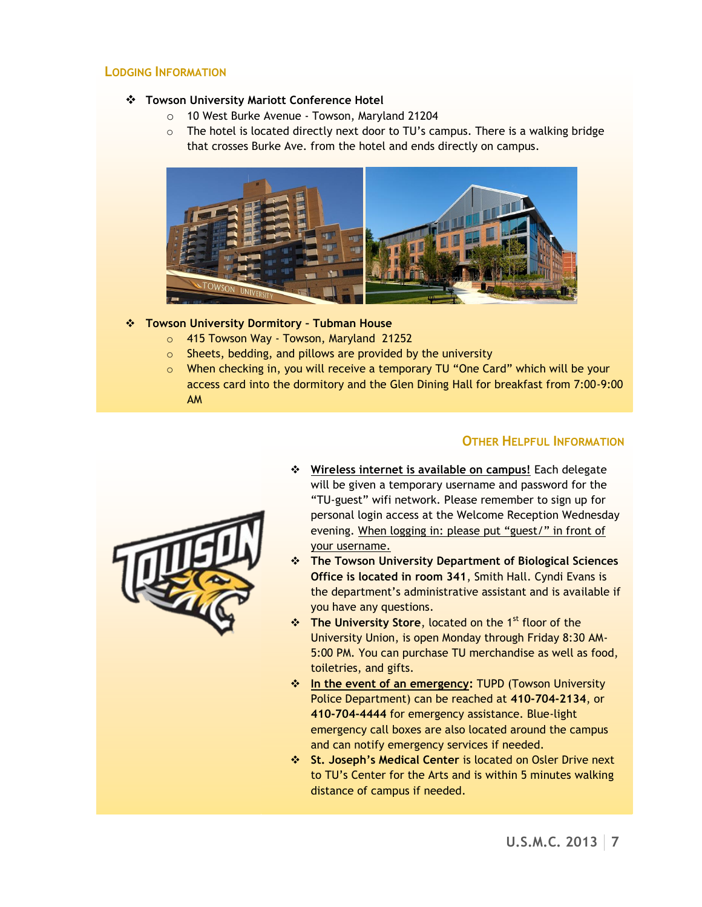## Lodging Information

- **Towson University Mariott Conference Hotel**
  - 10 West Burke Avenue - Towson, Maryland 21204
  - The hotel is located directly next door to TU's campus. There is a walking bridge that crosses Burke Ave. from the hotel and ends directly on campus.

- **Towson University Dormitory – Tubman House**
  - 415 Towson Way - Towson, Maryland 21252
  - Sheets, bedding, and pillows are provided by the university
  - When checking in, you will receive a temporary TU "One Card" which will be your access card into the dormitory and the Glen Dining Hall for breakfast from 7:00-9:00 AM

## Other Helpful Information

- Wireless internet is available on campus! Each delegate will be given a temporary username and password for the "TU-guest" wifi network. Please remember to sign up for personal login access at the Welcome Reception Wednesday evening. When logging in: please put "guest/" in front of your username.
- **The Towson University Department of Biological Sciences Office is located in room 341**, Smith Hall. Cyndi Evans is the department's administrative assistant and is available if you have any questions.
- **The University Store**, located on the 1st floor of the University Union, is open Monday through Friday 8:30 AM-5:00 PM. You can purchase TU merchandise as well as food, toiletries, and gifts.
- In the event of an emergency: TUPD (Towson University Police Department) can be reached at **410-704-2134**, or **410-704-4444** for emergency assistance. Blue-light emergency call boxes are also located around the campus and can notify emergency services if needed.
- **St. Joseph's Medical Center** is located on Osler Drive next to TU's Center for the Arts and is within 5 minutes walking distance of campus if needed.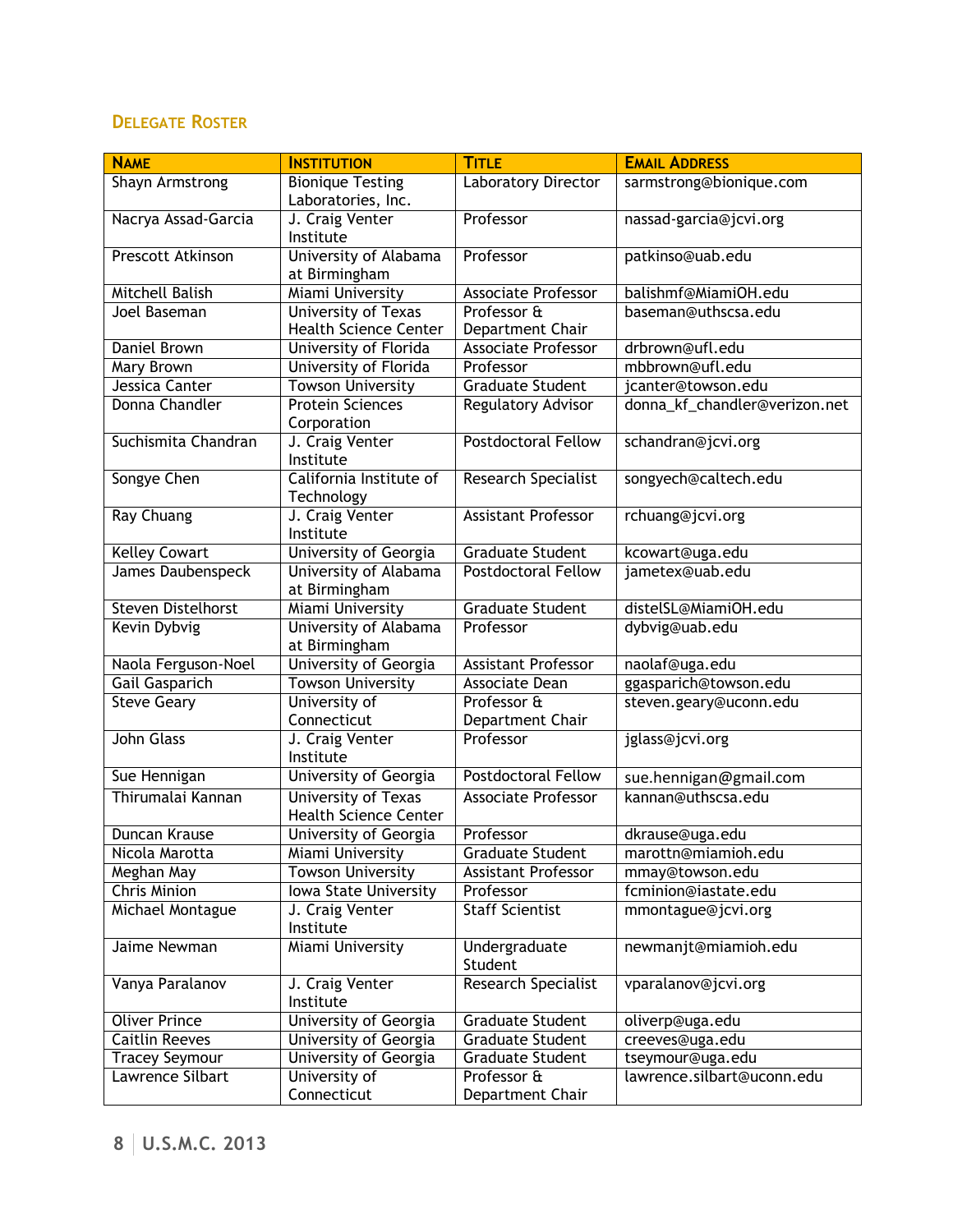## Delegate Roster

| Name | Institution | Title | Email Address |
|---|---|---|---|
| Shayn Armstrong | Bionique Testing Laboratories, Inc. | Laboratory Director | sarmstrong@bionique.com |
| Nacrya Assad-Garcia | J. Craig Venter Institute | Professor | nassad-garcia@jcvi.org |
| Prescott Atkinson | University of Alabama at Birmingham | Professor | patkinso@uab.edu |
| Mitchell Balish | Miami University | Associate Professor | balishmf@MiamiOH.edu |
| Joel Baseman | University of Texas Health Science Center | Professor & Department Chair | baseman@uthscsa.edu |
| Daniel Brown | University of Florida | Associate Professor | drbrown@ufl.edu |
| Mary Brown | University of Florida | Professor | mbbrown@ufl.edu |
| Jessica Canter | Towson University | Graduate Student | jcanter@towson.edu |
| Donna Chandler | Protein Sciences Corporation | Regulatory Advisor | donna_kf_chandler@verizon.net |
| Suchismita Chandran | J. Craig Venter Institute | Postdoctoral Fellow | schandran@jcvi.org |
| Songye Chen | California Institute of Technology | Research Specialist | songyech@caltech.edu |
| Ray Chuang | J. Craig Venter Institute | Assistant Professor | rchuang@jcvi.org |
| Kelley Cowart | University of Georgia | Graduate Student | kcowart@uga.edu |
| James Daubenspeck | University of Alabama at Birmingham | Postdoctoral Fellow | jametex@uab.edu |
| Steven Distelhorst | Miami University | Graduate Student | distelSL@MiamiOH.edu |
| Kevin Dybvig | University of Alabama at Birmingham | Professor | dybvig@uab.edu |
| Naola Ferguson-Noel | University of Georgia | Assistant Professor | naolaf@uga.edu |
| Gail Gasparich | Towson University | Associate Dean | ggasparich@towson.edu |
| Steve Geary | University of Connecticut | Professor & Department Chair | steven.geary@uconn.edu |
| John Glass | J. Craig Venter Institute | Professor | jglass@jcvi.org |
| Sue Hennigan | University of Georgia | Postdoctoral Fellow | sue.hennigan@gmail.com |
| Thirumalai Kannan | University of Texas Health Science Center | Associate Professor | kannan@uthscsa.edu |
| Duncan Krause | University of Georgia | Professor | dkrause@uga.edu |
| Nicola Marotta | Miami University | Graduate Student | marottn@miamioh.edu |
| Meghan May | Towson University | Assistant Professor | mmay@towson.edu |
| Chris Minion | Iowa State University | Professor | fcminion@iastate.edu |
| Michael Montague | J. Craig Venter Institute | Staff Scientist | mmontague@jcvi.org |
| Jaime Newman | Miami University | Undergraduate Student | newmanjt@miamioh.edu |
| Vanya Paralanov | J. Craig Venter Institute | Research Specialist | vparalanov@jcvi.org |
| Oliver Prince | University of Georgia | Graduate Student | oliverp@uga.edu |
| Caitlin Reeves | University of Georgia | Graduate Student | creeves@uga.edu |
| Tracey Seymour | University of Georgia | Graduate Student | tseymour@uga.edu |
| Lawrence Silbart | University of Connecticut | Professor & Department Chair | lawrence.silbart@uconn.edu |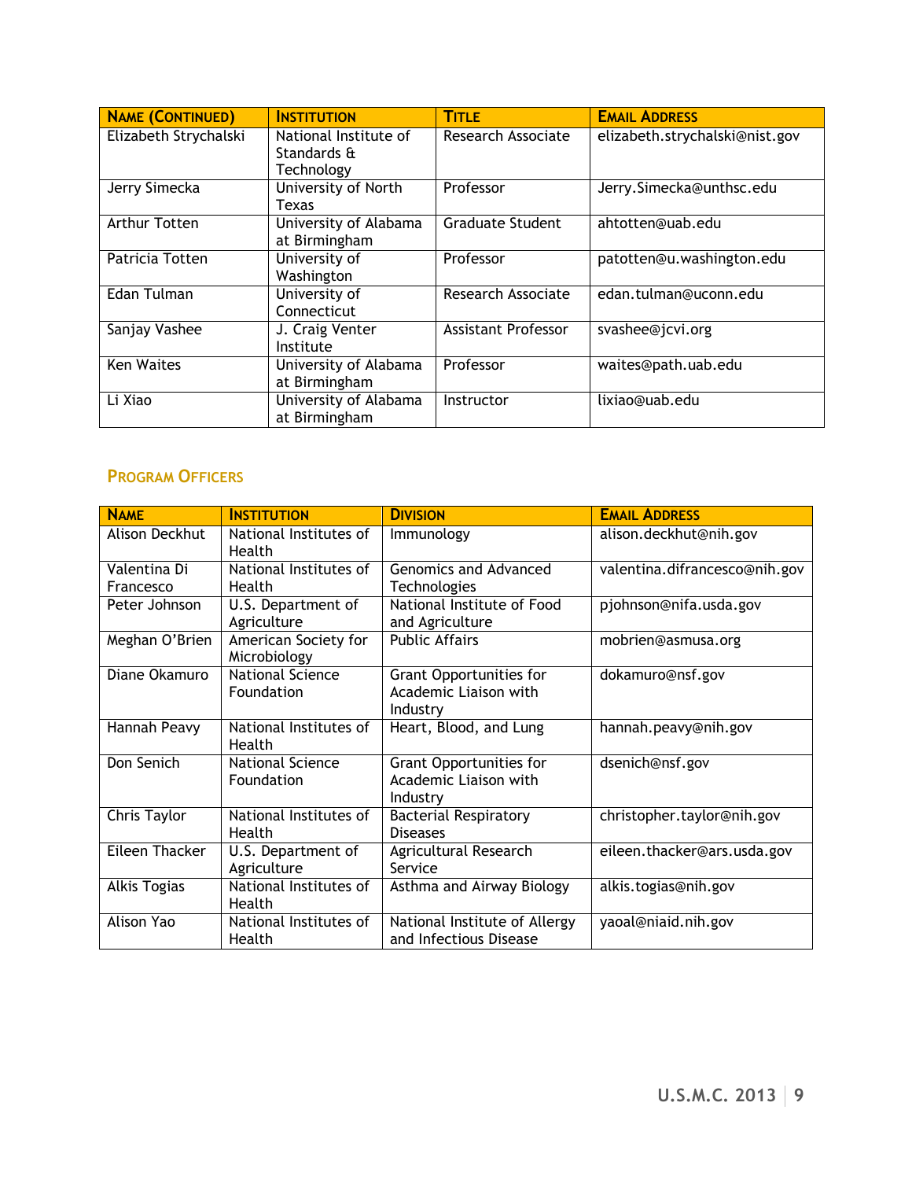| Name (Continued) | Institution | Title | Email Address |
| --- | --- | --- | --- |
| Elizabeth Strychalski | National Institute of Standards & Technology | Research Associate | elizabeth.strychalski@nist.gov |
| Jerry Simecka | University of North Texas | Professor | Jerry.Simecka@unthsc.edu |
| Arthur Totten | University of Alabama at Birmingham | Graduate Student | ahtotten@uab.edu |
| Patricia Totten | University of Washington | Professor | patotten@u.washington.edu |
| Edan Tulman | University of Connecticut | Research Associate | edan.tulman@uconn.edu |
| Sanjay Vashee | J. Craig Venter Institute | Assistant Professor | svashee@jcvi.org |
| Ken Waites | University of Alabama at Birmingham | Professor | waites@path.uab.edu |
| Li Xiao | University of Alabama at Birmingham | Instructor | lixiao@uab.edu |

## Program Officers

| Name | Institution | Division | Email Address |
| --- | --- | --- | --- |
| Alison Deckhut | National Institutes of Health | Immunology | alison.deckhut@nih.gov |
| Valentina Di Francesco | National Institutes of Health | Genomics and Advanced Technologies | valentina.difrancesco@nih.gov |
| Peter Johnson | U.S. Department of Agriculture | National Institute of Food and Agriculture | pjohnson@nifa.usda.gov |
| Meghan O'Brien | American Society for Microbiology | Public Affairs | mobrien@asmusa.org |
| Diane Okamuro | National Science Foundation | Grant Opportunities for Academic Liaison with Industry | dokamuro@nsf.gov |
| Hannah Peavy | National Institutes of Health | Heart, Blood, and Lung | hannah.peavy@nih.gov |
| Don Senich | National Science Foundation | Grant Opportunities for Academic Liaison with Industry | dsenich@nsf.gov |
| Chris Taylor | National Institutes of Health | Bacterial Respiratory Diseases | christopher.taylor@nih.gov |
| Eileen Thacker | U.S. Department of Agriculture | Agricultural Research Service | eileen.thacker@ars.usda.gov |
| Alkis Togias | National Institutes of Health | Asthma and Airway Biology | alkis.togias@nih.gov |
| Alison Yao | National Institutes of Health | National Institute of Allergy and Infectious Disease | yaoal@niaid.nih.gov |